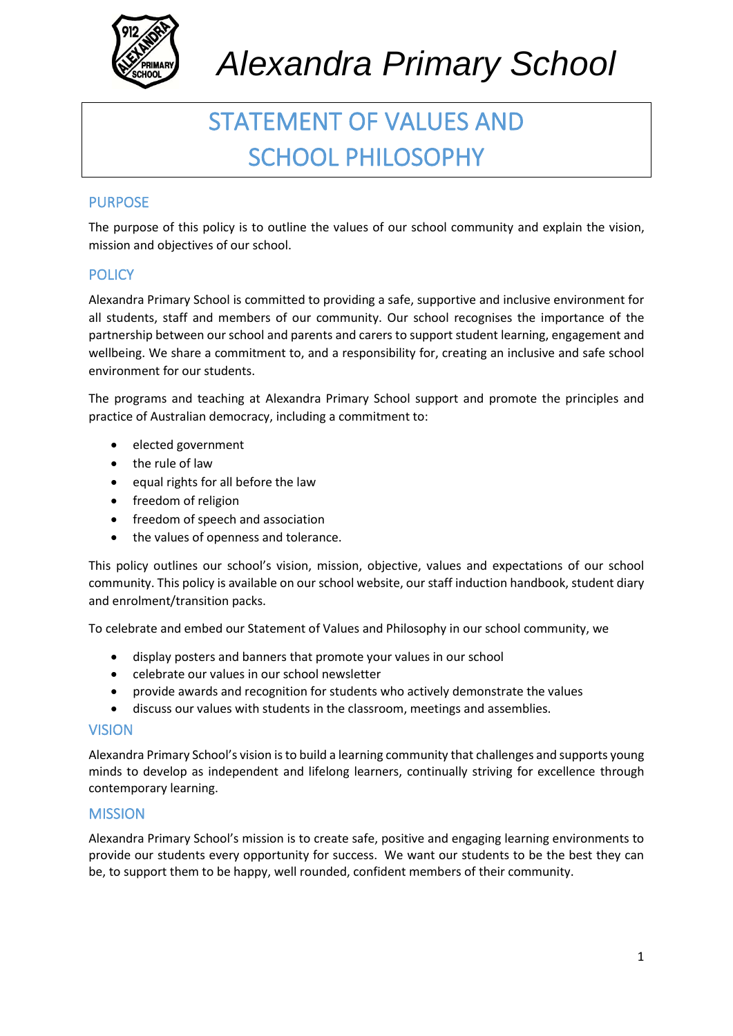*Alexandra Primary School*

# STATEMENT OF VALUES AND SCHOOL PHILOSOPHY

## PURPOSE

The purpose of this policy is to outline the values of our school community and explain the vision, mission and objectives of our school.

## POLICY

Alexandra Primary School is committed to providing a safe, supportive and inclusive environment for all students, staff and members of our community. Our school recognises the importance of the partnership between our school and parents and carers to support student learning, engagement and wellbeing. We share a commitment to, and a responsibility for, creating an inclusive and safe school environment for our students.

The programs and teaching at Alexandra Primary School support and promote the principles and practice of Australian democracy, including a commitment to:

- elected government
- the rule of law
- equal rights for all before the law
- freedom of religion
- freedom of speech and association
- the values of openness and tolerance.

This policy outlines our school's vision, mission, objective, values and expectations of our school community. This policy is available on our school website, our staff induction handbook, student diary and enrolment/transition packs.

To celebrate and embed our Statement of Values and Philosophy in our school community, we

- display posters and banners that promote your values in our school
- celebrate our values in our school newsletter
- provide awards and recognition for students who actively demonstrate the values
- discuss our values with students in the classroom, meetings and assemblies.

## VISION

Alexandra Primary School's vision is to build a learning community that challenges and supports young minds to develop as independent and lifelong learners, continually striving for excellence through contemporary learning.

## MISSION

Alexandra Primary School's mission is to create safe, positive and engaging learning environments to provide our students every opportunity for success. We want our students to be the best they can be, to support them to be happy, well rounded, confident members of their community.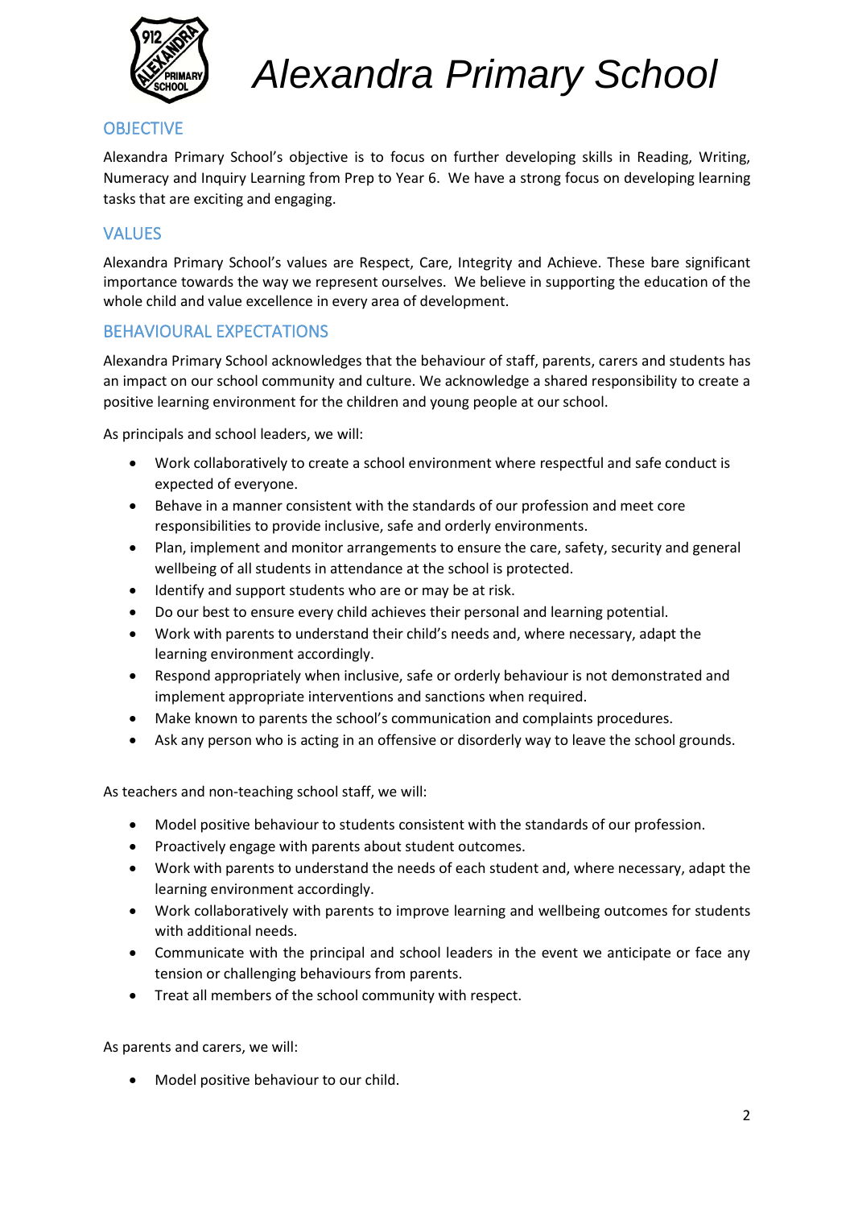# Alexandra Primary School

## OBJECTIVE

Alexandra Primary School's objective is to focus on further developing skills in Reading, Writing, Numeracy and Inquiry Learning from Prep to Year 6. We have a strong focus on developing learning tasks that are exciting and engaging.

## VALUES

Alexandra Primary School's values are Respect, Care, Integrity and Achieve. These bare significant importance towards the way we represent ourselves. We believe in supporting the education of the whole child and value excellence in every area of development.

## BEHAVIOURAL EXPECTATIONS

Alexandra Primary School acknowledges that the behaviour of staff, parents, carers and students has an impact on our school community and culture. We acknowledge a shared responsibility to create a positive learning environment for the children and young people at our school.

As principals and school leaders, we will:

- Work collaboratively to create a school environment where respectful and safe conduct is expected of everyone.
- Behave in a manner consistent with the standards of our profession and meet core responsibilities to provide inclusive, safe and orderly environments.
- Plan, implement and monitor arrangements to ensure the care, safety, security and general wellbeing of all students in attendance at the school is protected.
- Identify and support students who are or may be at risk.
- Do our best to ensure every child achieves their personal and learning potential.
- Work with parents to understand their child's needs and, where necessary, adapt the learning environment accordingly.
- Respond appropriately when inclusive, safe or orderly behaviour is not demonstrated and implement appropriate interventions and sanctions when required.
- Make known to parents the school's communication and complaints procedures.
- Ask any person who is acting in an offensive or disorderly way to leave the school grounds.

As teachers and non-teaching school staff, we will:

- Model positive behaviour to students consistent with the standards of our profession.
- Proactively engage with parents about student outcomes.
- Work with parents to understand the needs of each student and, where necessary, adapt the learning environment accordingly.
- Work collaboratively with parents to improve learning and wellbeing outcomes for students with additional needs.
- Communicate with the principal and school leaders in the event we anticipate or face any tension or challenging behaviours from parents.
- Treat all members of the school community with respect.

As parents and carers, we will:

- Model positive behaviour to our child.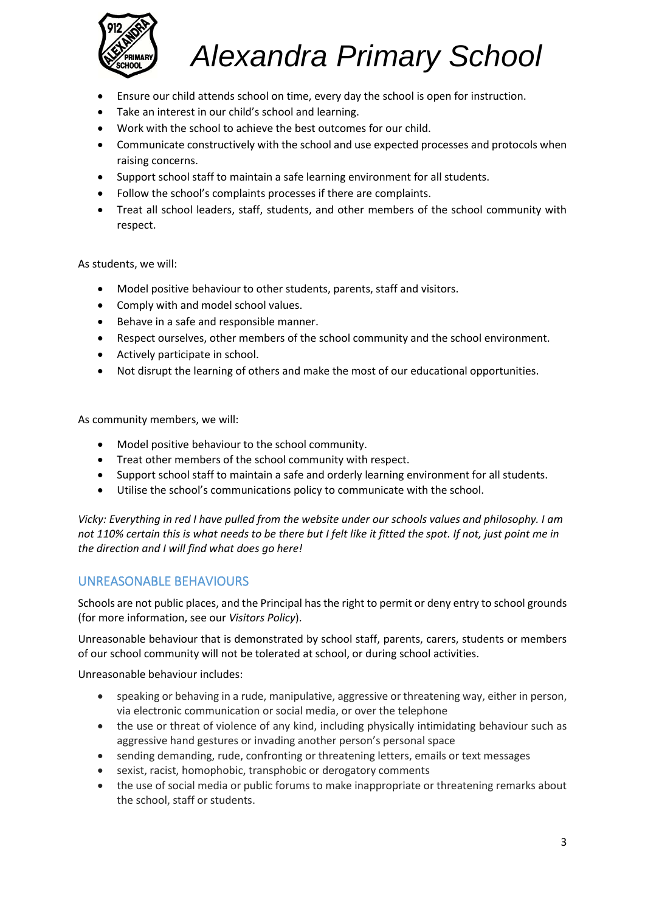- Ensure our child attends school on time, every day the school is open for instruction.
- Take an interest in our child's school and learning.
- Work with the school to achieve the best outcomes for our child.
- Communicate constructively with the school and use expected processes and protocols when raising concerns.
- Support school staff to maintain a safe learning environment for all students.
- Follow the school's complaints processes if there are complaints.
- Treat all school leaders, staff, students, and other members of the school community with respect.

As students, we will:

- Model positive behaviour to other students, parents, staff and visitors.
- Comply with and model school values.
- Behave in a safe and responsible manner.
- Respect ourselves, other members of the school community and the school environment.
- Actively participate in school.
- Not disrupt the learning of others and make the most of our educational opportunities.

As community members, we will:

- Model positive behaviour to the school community.
- Treat other members of the school community with respect.
- Support school staff to maintain a safe and orderly learning environment for all students.
- Utilise the school's communications policy to communicate with the school.

*Vicky: Everything in red I have pulled from the website under our schools values and philosophy. I am not 110% certain this is what needs to be there but I felt like it fitted the spot. If not, just point me in the direction and I will find what does go here!*

## UNREASONABLE BEHAVIOURS

Schools are not public places, and the Principal has the right to permit or deny entry to school grounds (for more information, see our *Visitors Policy*).

Unreasonable behaviour that is demonstrated by school staff, parents, carers, students or members of our school community will not be tolerated at school, or during school activities.

Unreasonable behaviour includes:

- speaking or behaving in a rude, manipulative, aggressive or threatening way, either in person, via electronic communication or social media, or over the telephone
- the use or threat of violence of any kind, including physically intimidating behaviour such as aggressive hand gestures or invading another person's personal space
- sending demanding, rude, confronting or threatening letters, emails or text messages
- sexist, racist, homophobic, transphobic or derogatory comments
- the use of social media or public forums to make inappropriate or threatening remarks about the school, staff or students.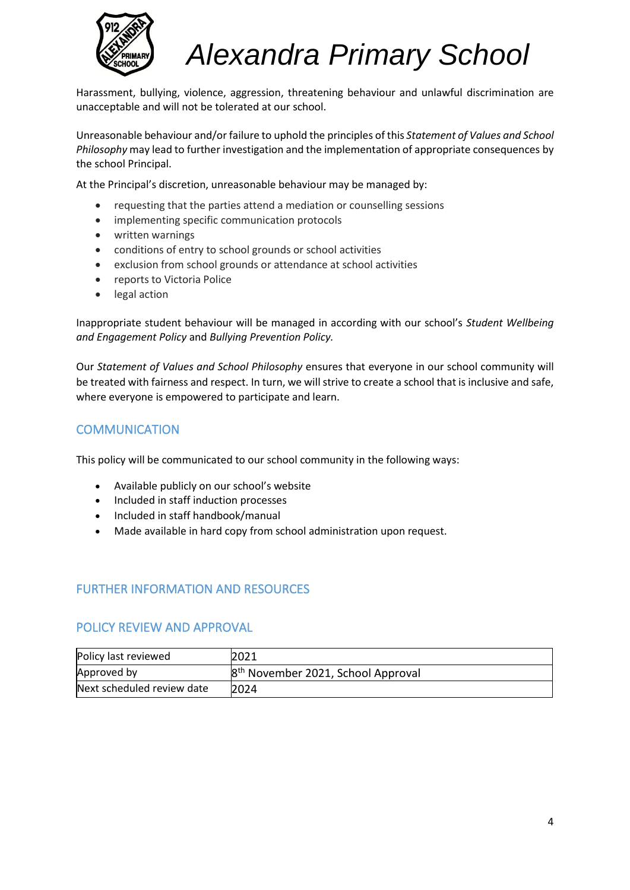Harassment, bullying, violence, aggression, threatening behaviour and unlawful discrimination are unacceptable and will not be tolerated at our school.

Unreasonable behaviour and/or failure to uphold the principles of this *Statement of Values and School Philosophy* may lead to further investigation and the implementation of appropriate consequences by the school Principal.

At the Principal's discretion, unreasonable behaviour may be managed by:

- requesting that the parties attend a mediation or counselling sessions
- implementing specific communication protocols
- written warnings
- conditions of entry to school grounds or school activities
- exclusion from school grounds or attendance at school activities
- reports to Victoria Police
- legal action

Inappropriate student behaviour will be managed in according with our school's *Student Wellbeing and Engagement Policy* and *Bullying Prevention Policy.*

Our *Statement of Values and School Philosophy* ensures that everyone in our school community will be treated with fairness and respect. In turn, we will strive to create a school that is inclusive and safe, where everyone is empowered to participate and learn.

## COMMUNICATION

This policy will be communicated to our school community in the following ways:

- Available publicly on our school's website
- Included in staff induction processes
- Included in staff handbook/manual
- Made available in hard copy from school administration upon request.

## FURTHER INFORMATION AND RESOURCES

## POLICY REVIEW AND APPROVAL

| | |
|---|---|
| Policy last reviewed | 2021 |
| Approved by | 8th November 2021, School Approval |
| Next scheduled review date | 2024 |